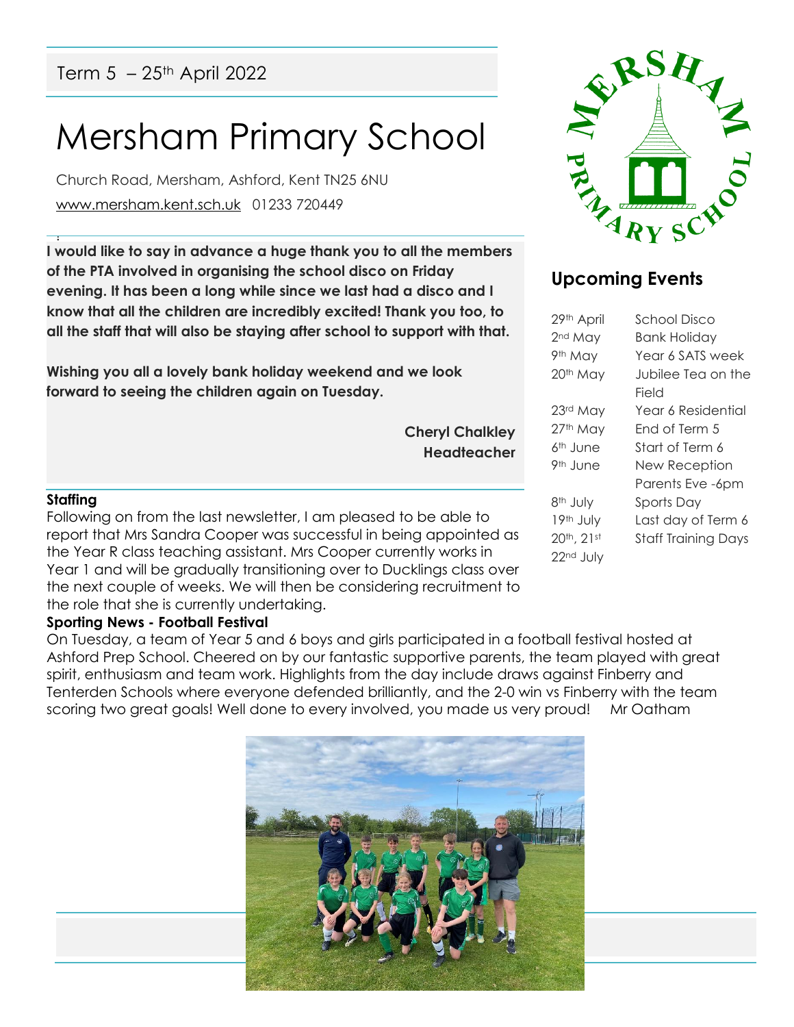Term 5 – 25th April 2022

# Mersham Primary School

Church Road, Mersham, Ashford, Kent TN25 6NU

www.mersham.kent.sch.uk 01233 720449

**I would like to say in advance a huge thank you to all the members of the PTA involved in organising the school disco on Friday evening. It has been a long while since we last had a disco and I know that all the children are incredibly excited! Thank you too, to all the staff that will also be staying after school to support with that.**

**Wishing you all a lovely bank holiday weekend and we look forward to seeing the children again on Tuesday.**

**Cheryl Chalkley**
**Headteacher**

## Upcoming Events

| | |
|---|---|
| 29th April | School Disco |
| 2nd May | Bank Holiday |
| 9th May | Year 6 SATS week |
| 20th May | Jubilee Tea on the Field |
| 23rd May | Year 6 Residential |
| 27th May | End of Term 5 |
| 6th June | Start of Term 6 |
| 9th June | New Reception Parents Eve -6pm |
| 8th July | Sports Day |
| 19th July | Last day of Term 6 |
| 20th, 21st 22nd July | Staff Training Days |

**Staffing**

Following on from the last newsletter, I am pleased to be able to report that Mrs Sandra Cooper was successful in being appointed as the Year R class teaching assistant. Mrs Cooper currently works in Year 1 and will be gradually transitioning over to Ducklings class over the next couple of weeks. We will then be considering recruitment to the role that she is currently undertaking.

**Sporting News - Football Festival**

On Tuesday, a team of Year 5 and 6 boys and girls participated in a football festival hosted at Ashford Prep School. Cheered on by our fantastic supportive parents, the team played with great spirit, enthusiasm and team work. Highlights from the day include draws against Finberry and Tenterden Schools where everyone defended brilliantly, and the 2-0 win vs Finberry with the team scoring two great goals! Well done to every involved, you made us very proud! Mr Oatham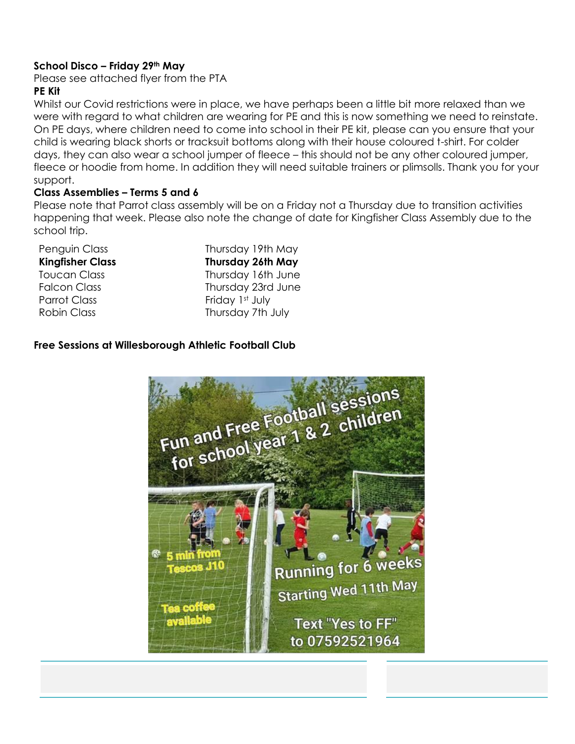**School Disco – Friday 29th May**

Please see attached flyer from the PTA

**PE Kit**

Whilst our Covid restrictions were in place, we have perhaps been a little bit more relaxed than we were with regard to what children are wearing for PE and this is now something we need to reinstate. On PE days, where children need to come into school in their PE kit, please can you ensure that your child is wearing black shorts or tracksuit bottoms along with their house coloured t-shirt. For colder days, they can also wear a school jumper of fleece – this should not be any other coloured jumper, fleece or hoodie from home. In addition they will need suitable trainers or plimsolls. Thank you for your support.

**Class Assemblies – Terms 5 and 6**

Please note that Parrot class assembly will be on a Friday not a Thursday due to transition activities happening that week. Please also note the change of date for Kingfisher Class Assembly due to the school trip.

| | |
|---|---|
| Penguin Class | Thursday 19th May |
| **Kingfisher Class** | **Thursday 26th May** |
| Toucan Class | Thursday 16th June |
| Falcon Class | Thursday 23rd June |
| Parrot Class | Friday 1st July |
| Robin Class | Thursday 7th July |

**Free Sessions at Willesborough Athletic Football Club**

Fun and Free Football sessions for school year 1 & 2 children

5 min from Tescos J10

Tea coffee available

Running for 6 weeks

Starting Wed 11th May

Text "Yes to FF" to 07592521964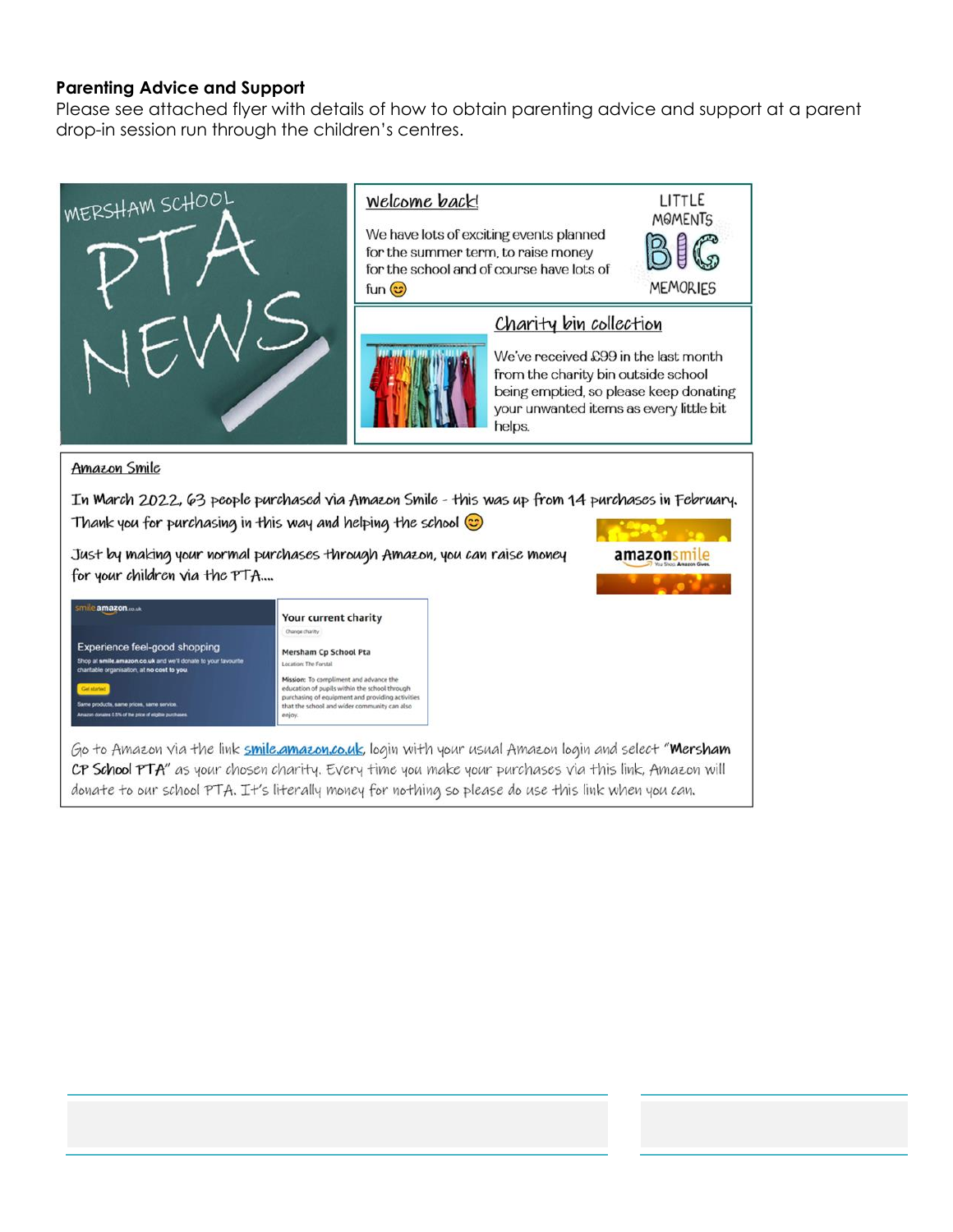**Parenting Advice and Support**

Please see attached flyer with details of how to obtain parenting advice and support at a parent drop-in session run through the children's centres.

MERSHAM SCHOOL PTA NEWS

## Welcome back!

We have lots of exciting events planned for the summer term, to raise money for the school and of course have lots of fun 😊

LITTLE MOMENTS BIG MEMORIES

## Charity bin collection

We've received £99 in the last month from the charity bin outside school being emptied, so please keep donating your unwanted items as every little bit helps.

## Amazon Smile

In March 2022, 63 people purchased via Amazon Smile - this was up from 14 purchases in February. Thank you for purchasing in this way and helping the school 😊

Just by making your normal purchases through Amazon, you can raise money for your children via the PTA....

amazonsmile

smile.amazon.co.uk

Experience feel-good shopping

Shop at smile.amazon.co.uk and we'll donate to your favourite charitable organisation, at no cost to you.

Get started

Same products, same prices, same service.

Amazon donates 0.5% of the price of eligible purchases.

Your current charity

Change charity

Mersham Cp School Pta

Location: The Forstal

Mission: To compliment and advance the education of pupils within the school through purchasing of equipment and providing activities that the school and wider community can also enjoy.

Go to Amazon via the link smile.amazon.co.uk, login with your usual Amazon login and select "**Mersham CP School PTA**" as your chosen charity. Every time you make your purchases via this link, Amazon will donate to our school PTA. It's literally money for nothing so please do use this link when you can.